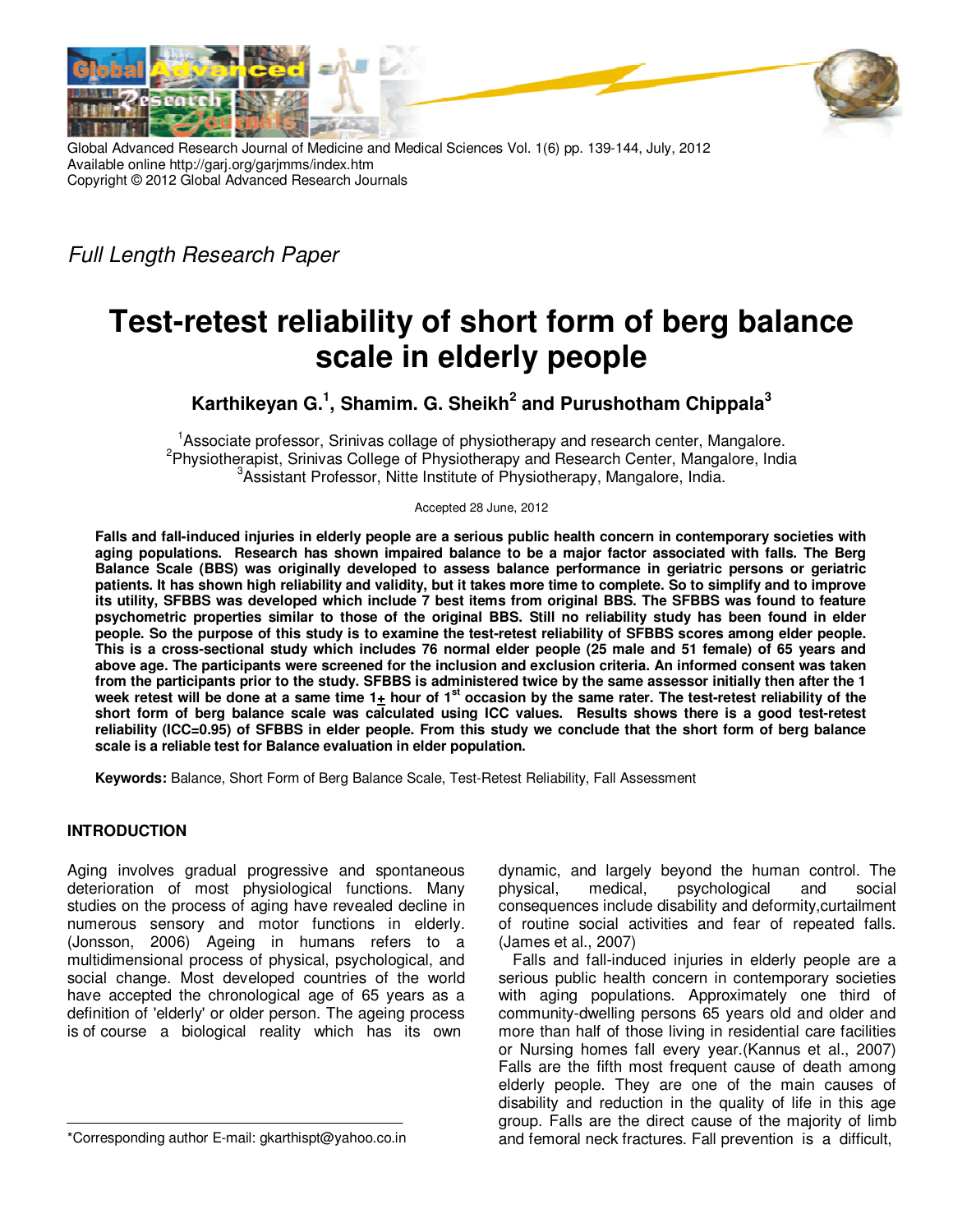Global Advanced Research Journal of Medicine and Medical Sciences Vol. 1(6) pp. 139-144, July, 2012
Available online http://garj.org/garjmms/index.htm
Copyright © 2012 Global Advanced Research Journals

*Full Length Research Paper*

# Test-retest reliability of short form of berg balance scale in elderly people

**Karthikeyan G.[1], Shamim. G. Sheikh[2] and Purushotham Chippala[3]**

[1]Associate professor, Srinivas collage of physiotherapy and research center, Mangalore.
[2]Physiotherapist, Srinivas College of Physiotherapy and Research Center, Mangalore, India
[3]Assistant Professor, Nitte Institute of Physiotherapy, Mangalore, India.

Accepted 28 June, 2012

**Falls and fall-induced injuries in elderly people are a serious public health concern in contemporary societies with aging populations. Research has shown impaired balance to be a major factor associated with falls. The Berg Balance Scale (BBS) was originally developed to assess balance performance in geriatric persons or geriatric patients. It has shown high reliability and validity, but it takes more time to complete. So to simplify and to improve its utility, SFBBS was developed which include 7 best items from original BBS. The SFBBS was found to feature psychometric properties similar to those of the original BBS. Still no reliability study has been found in elder people. So the purpose of this study is to examine the test-retest reliability of SFBBS scores among elder people. This is a cross-sectional study which includes 76 normal elder people (25 male and 51 female) of 65 years and above age. The participants were screened for the inclusion and exclusion criteria. An informed consent was taken from the participants prior to the study. SFBBS is administered twice by the same assessor initially then after the 1 week retest will be done at a same time 1± hour of 1st occasion by the same rater. The test-retest reliability of the short form of berg balance scale was calculated using ICC values. Results shows there is a good test-retest reliability (ICC=0.95) of SFBBS in elder people. From this study we conclude that the short form of berg balance scale is a reliable test for Balance evaluation in elder population.**

**Keywords:** Balance, Short Form of Berg Balance Scale, Test-Retest Reliability, Fall Assessment

## INTRODUCTION

Aging involves gradual progressive and spontaneous deterioration of most physiological functions. Many studies on the process of aging have revealed decline in numerous sensory and motor functions in elderly. (Jonsson, 2006) Ageing in humans refers to a multidimensional process of physical, psychological, and social change. Most developed countries of the world have accepted the chronological age of 65 years as a definition of 'elderly' or older person. The ageing process is of course a biological reality which has its own dynamic, and largely beyond the human control. The physical, medical, psychological and social consequences include disability and deformity,curtailment of routine social activities and fear of repeated falls. (James et al., 2007)

Falls and fall-induced injuries in elderly people are a serious public health concern in contemporary societies with aging populations. Approximately one third of community-dwelling persons 65 years old and older and more than half of those living in residential care facilities or Nursing homes fall every year.(Kannus et al., 2007) Falls are the fifth most frequent cause of death among elderly people. They are one of the main causes of disability and reduction in the quality of life in this age group. Falls are the direct cause of the majority of limb and femoral neck fractures. Fall prevention is a difficult,

*Corresponding author E-mail: gkarthispt@yahoo.co.in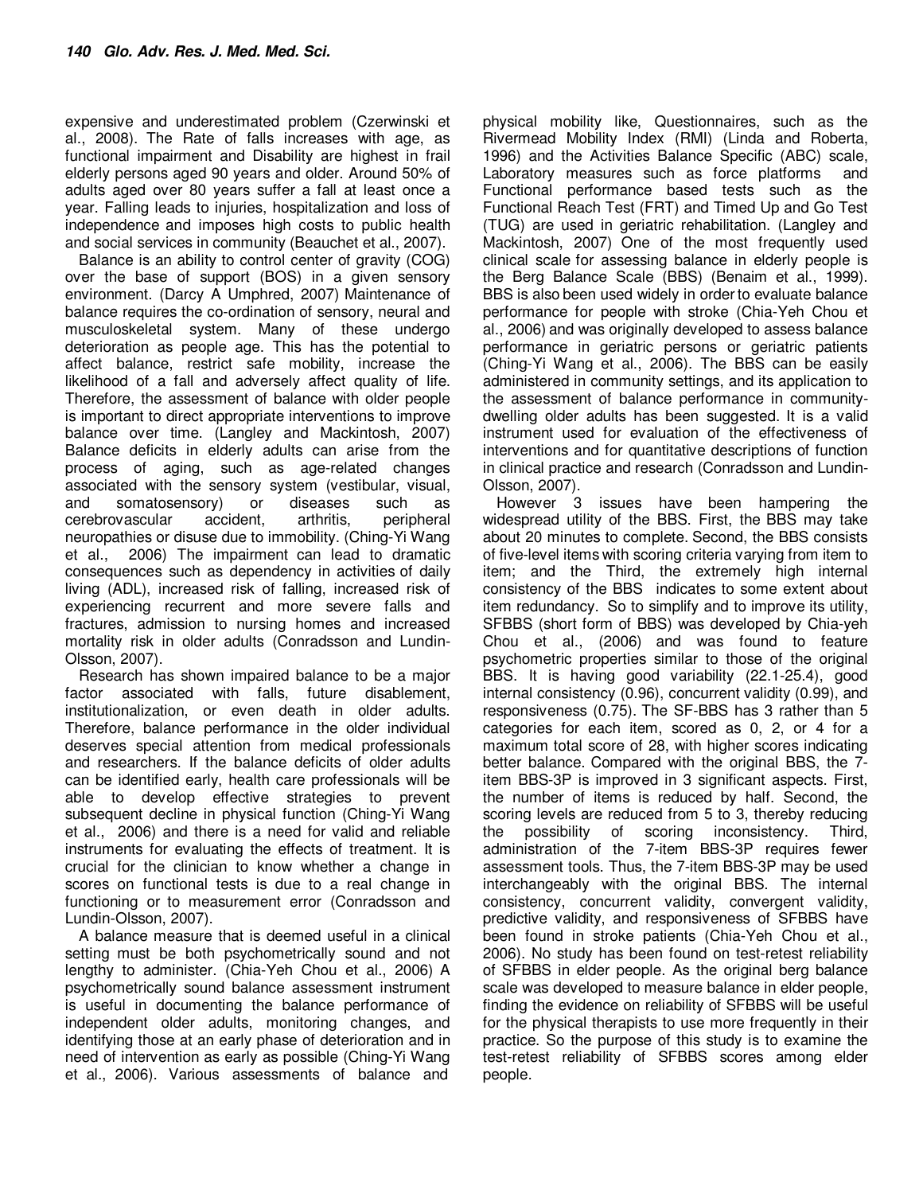expensive and underestimated problem (Czerwinski et al., 2008). The Rate of falls increases with age, as functional impairment and Disability are highest in frail elderly persons aged 90 years and older. Around 50% of adults aged over 80 years suffer a fall at least once a year. Falling leads to injuries, hospitalization and loss of independence and imposes high costs to public health and social services in community (Beauchet et al., 2007).

Balance is an ability to control center of gravity (COG) over the base of support (BOS) in a given sensory environment. (Darcy A Umphred, 2007) Maintenance of balance requires the co-ordination of sensory, neural and musculoskeletal system. Many of these undergo deterioration as people age. This has the potential to affect balance, restrict safe mobility, increase the likelihood of a fall and adversely affect quality of life. Therefore, the assessment of balance with older people is important to direct appropriate interventions to improve balance over time. (Langley and Mackintosh, 2007) Balance deficits in elderly adults can arise from the process of aging, such as age-related changes associated with the sensory system (vestibular, visual, and somatosensory) or diseases such as cerebrovascular accident, arthritis, peripheral neuropathies or disuse due to immobility. (Ching-Yi Wang et al., 2006) The impairment can lead to dramatic consequences such as dependency in activities of daily living (ADL), increased risk of falling, increased risk of experiencing recurrent and more severe falls and fractures, admission to nursing homes and increased mortality risk in older adults (Conradsson and Lundin-Olsson, 2007).

Research has shown impaired balance to be a major factor associated with falls, future disablement, institutionalization, or even death in older adults. Therefore, balance performance in the older individual deserves special attention from medical professionals and researchers. If the balance deficits of older adults can be identified early, health care professionals will be able to develop effective strategies to prevent subsequent decline in physical function (Ching-Yi Wang et al., 2006) and there is a need for valid and reliable instruments for evaluating the effects of treatment. It is crucial for the clinician to know whether a change in scores on functional tests is due to a real change in functioning or to measurement error (Conradsson and Lundin-Olsson, 2007).

A balance measure that is deemed useful in a clinical setting must be both psychometrically sound and not lengthy to administer. (Chia-Yeh Chou et al., 2006) A psychometrically sound balance assessment instrument is useful in documenting the balance performance of independent older adults, monitoring changes, and identifying those at an early phase of deterioration and in need of intervention as early as possible (Ching-Yi Wang et al., 2006). Various assessments of balance and physical mobility like, Questionnaires, such as the Rivermead Mobility Index (RMI) (Linda and Roberta, 1996) and the Activities Balance Specific (ABC) scale, Laboratory measures such as force platforms and Functional performance based tests such as the Functional Reach Test (FRT) and Timed Up and Go Test (TUG) are used in geriatric rehabilitation. (Langley and Mackintosh, 2007) One of the most frequently used clinical scale for assessing balance in elderly people is the Berg Balance Scale (BBS) (Benaim et al., 1999). BBS is also been used widely in order to evaluate balance performance for people with stroke (Chia-Yeh Chou et al., 2006) and was originally developed to assess balance performance in geriatric persons or geriatric patients (Ching-Yi Wang et al., 2006). The BBS can be easily administered in community settings, and its application to the assessment of balance performance in community-dwelling older adults has been suggested. It is a valid instrument used for evaluation of the effectiveness of interventions and for quantitative descriptions of function in clinical practice and research (Conradsson and Lundin-Olsson, 2007).

However 3 issues have been hampering the widespread utility of the BBS. First, the BBS may take about 20 minutes to complete. Second, the BBS consists of five-level items with scoring criteria varying from item to item; and the Third, the extremely high internal consistency of the BBS indicates to some extent about item redundancy. So to simplify and to improve its utility, SFBBS (short form of BBS) was developed by Chia-yeh Chou et al., (2006) and was found to feature psychometric properties similar to those of the original BBS. It is having good variability (22.1-25.4), good internal consistency (0.96), concurrent validity (0.99), and responsiveness (0.75). The SF-BBS has 3 rather than 5 categories for each item, scored as 0, 2, or 4 for a maximum total score of 28, with higher scores indicating better balance. Compared with the original BBS, the 7-item BBS-3P is improved in 3 significant aspects. First, the number of items is reduced by half. Second, the scoring levels are reduced from 5 to 3, thereby reducing the possibility of scoring inconsistency. Third, administration of the 7-item BBS-3P requires fewer assessment tools. Thus, the 7-item BBS-3P may be used interchangeably with the original BBS. The internal consistency, concurrent validity, convergent validity, predictive validity, and responsiveness of SFBBS have been found in stroke patients (Chia-Yeh Chou et al., 2006). No study has been found on test-retest reliability of SFBBS in elder people. As the original berg balance scale was developed to measure balance in elder people, finding the evidence on reliability of SFBBS will be useful for the physical therapists to use more frequently in their practice. So the purpose of this study is to examine the test-retest reliability of SFBBS scores among elder people.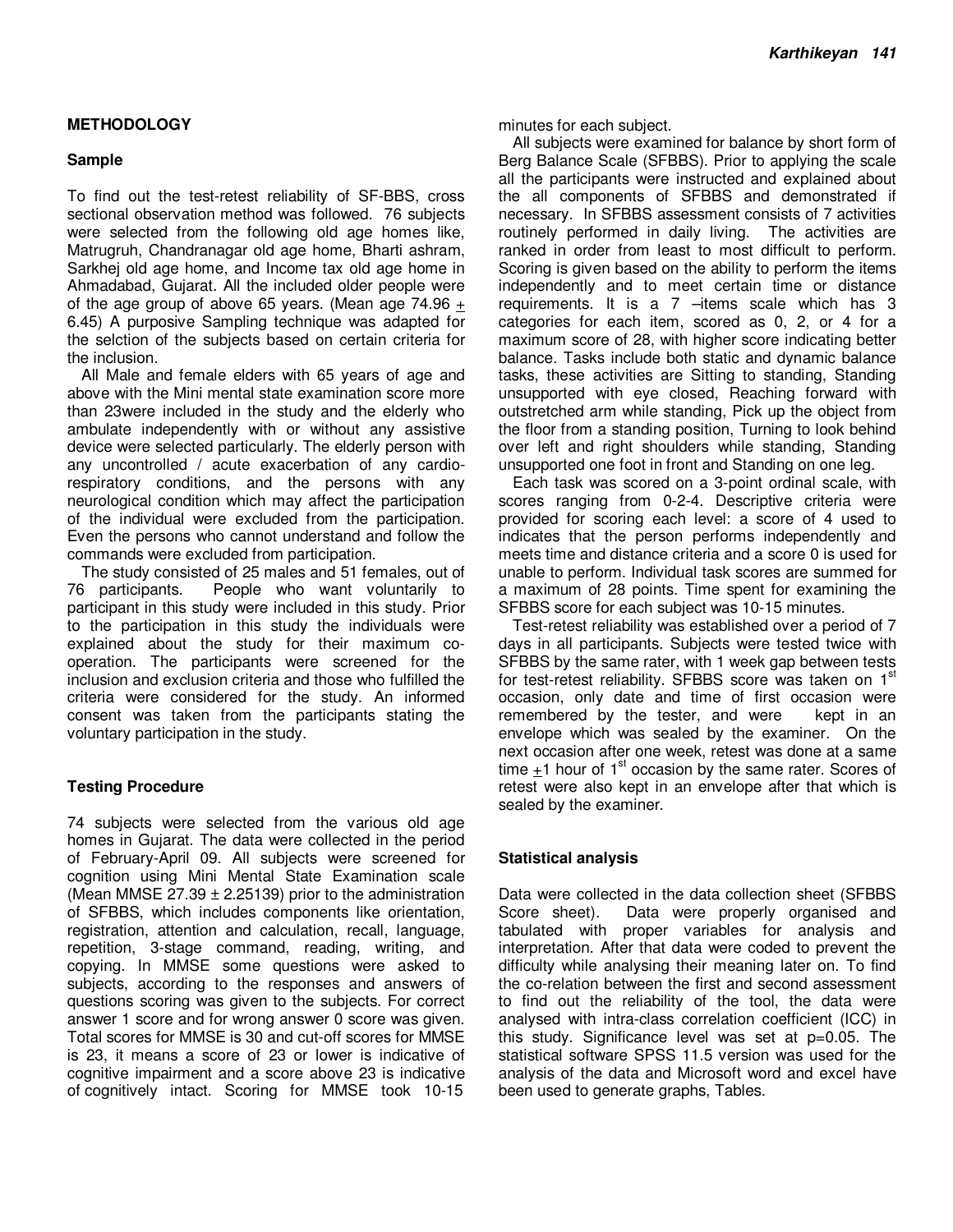## METHODOLOGY

### Sample

To find out the test-retest reliability of SF-BBS, cross sectional observation method was followed. 76 subjects were selected from the following old age homes like, Matrugruh, Chandranagar old age home, Bharti ashram, Sarkhej old age home, and Income tax old age home in Ahmadabad, Gujarat. All the included older people were of the age group of above 65 years. (Mean age 74.96 ± 6.45) A purposive Sampling technique was adapted for the selction of the subjects based on certain criteria for the inclusion.

All Male and female elders with 65 years of age and above with the Mini mental state examination score more than 23were included in the study and the elderly who ambulate independently with or without any assistive device were selected particularly. The elderly person with any uncontrolled / acute exacerbation of any cardio-respiratory conditions, and the persons with any neurological condition which may affect the participation of the individual were excluded from the participation. Even the persons who cannot understand and follow the commands were excluded from participation.

The study consisted of 25 males and 51 females, out of 76 participants. People who want voluntarily to participant in this study were included in this study. Prior to the participation in this study the individuals were explained about the study for their maximum co-operation. The participants were screened for the inclusion and exclusion criteria and those who fulfilled the criteria were considered for the study. An informed consent was taken from the participants stating the voluntary participation in the study.

### Testing Procedure

74 subjects were selected from the various old age homes in Gujarat. The data were collected in the period of February-April 09. All subjects were screened for cognition using Mini Mental State Examination scale (Mean MMSE 27.39 ± 2.25139) prior to the administration of SFBBS, which includes components like orientation, registration, attention and calculation, recall, language, repetition, 3-stage command, reading, writing, and copying. In MMSE some questions were asked to subjects, according to the responses and answers of questions scoring was given to the subjects. For correct answer 1 score and for wrong answer 0 score was given. Total scores for MMSE is 30 and cut-off scores for MMSE is 23, it means a score of 23 or lower is indicative of cognitive impairment and a score above 23 is indicative of cognitively intact. Scoring for MMSE took 10-15 minutes for each subject.

All subjects were examined for balance by short form of Berg Balance Scale (SFBBS). Prior to applying the scale all the participants were instructed and explained about the all components of SFBBS and demonstrated if necessary. In SFBBS assessment consists of 7 activities routinely performed in daily living. The activities are ranked in order from least to most difficult to perform. Scoring is given based on the ability to perform the items independently and to meet certain time or distance requirements. It is a 7 –items scale which has 3 categories for each item, scored as 0, 2, or 4 for a maximum score of 28, with higher score indicating better balance. Tasks include both static and dynamic balance tasks, these activities are Sitting to standing, Standing unsupported with eye closed, Reaching forward with outstretched arm while standing, Pick up the object from the floor from a standing position, Turning to look behind over left and right shoulders while standing, Standing unsupported one foot in front and Standing on one leg.

Each task was scored on a 3-point ordinal scale, with scores ranging from 0-2-4. Descriptive criteria were provided for scoring each level: a score of 4 used to indicates that the person performs independently and meets time and distance criteria and a score 0 is used for unable to perform. Individual task scores are summed for a maximum of 28 points. Time spent for examining the SFBBS score for each subject was 10-15 minutes.

Test-retest reliability was established over a period of 7 days in all participants. Subjects were tested twice with SFBBS by the same rater, with 1 week gap between tests for test-retest reliability. SFBBS score was taken on 1st occasion, only date and time of first occasion were remembered by the tester, and were kept in an envelope which was sealed by the examiner. On the next occasion after one week, retest was done at a same time ±1 hour of 1st occasion by the same rater. Scores of retest were also kept in an envelope after that which is sealed by the examiner.

### Statistical analysis

Data were collected in the data collection sheet (SFBBS Score sheet). Data were properly organised and tabulated with proper variables for analysis and interpretation. After that data were coded to prevent the difficulty while analysing their meaning later on. To find the co-relation between the first and second assessment to find out the reliability of the tool, the data were analysed with intra-class correlation coefficient (ICC) in this study. Significance level was set at p=0.05. The statistical software SPSS 11.5 version was used for the analysis of the data and Microsoft word and excel have been used to generate graphs, Tables.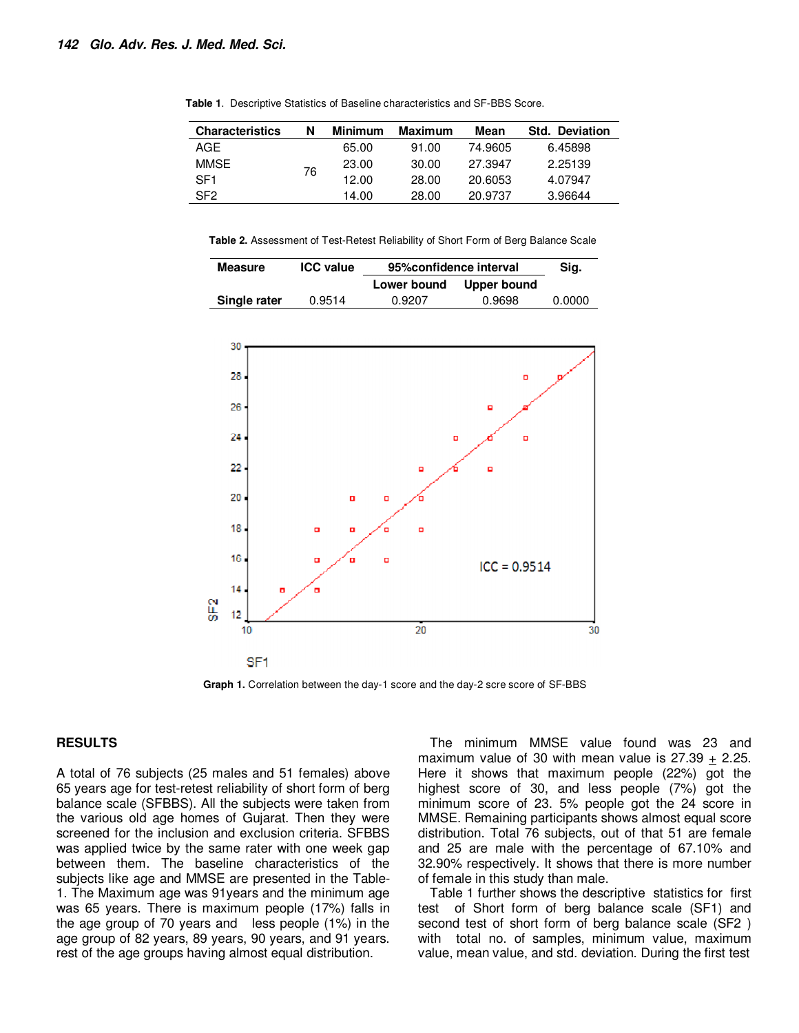Table 1. Descriptive Statistics of Baseline characteristics and SF-BBS Score.

| Characteristics | N | Minimum | Maximum | Mean | Std. Deviation |
|---|---|---|---|---|---|
| AGE | 76 | 65.00 | 91.00 | 74.9605 | 6.45898 |
| MMSE | | 23.00 | 30.00 | 27.3947 | 2.25139 |
| SF1 | | 12.00 | 28.00 | 20.6053 | 4.07947 |
| SF2 | | 14.00 | 28.00 | 20.9737 | 3.96644 |

**Table 2.** Assessment of Test-Retest Reliability of Short Form of Berg Balance Scale

| Measure | ICC value | 95%confidence interval | | Sig. |
|---|---|---|---|---|
| | | Lower bound | Upper bound | |
| Single rater | 0.9514 | 0.9207 | 0.9698 | 0.0000 |

**Graph 1.** Correlation between the day-1 score and the day-2 scre score of SF-BBS

## RESULTS

A total of 76 subjects (25 males and 51 females) above 65 years age for test-retest reliability of short form of berg balance scale (SFBBS). All the subjects were taken from the various old age homes of Gujarat. Then they were screened for the inclusion and exclusion criteria. SFBBS was applied twice by the same rater with one week gap between them. The baseline characteristics of the subjects like age and MMSE are presented in the Table-1. The Maximum age was 91years and the minimum age was 65 years. There is maximum people (17%) falls in the age group of 70 years and less people (1%) in the age group of 82 years, 89 years, 90 years, and 91 years. rest of the age groups having almost equal distribution.

The minimum MMSE value found was 23 and maximum value of 30 with mean value is 27.39 $\pm$ 2.25. Here it shows that maximum people (22%) got the highest score of 30, and less people (7%) got the minimum score of 23. 5% people got the 24 score in MMSE. Remaining participants shows almost equal score distribution. Total 76 subjects, out of that 51 are female and 25 are male with the percentage of 67.10% and 32.90% respectively. It shows that there is more number of female in this study than male.

Table 1 further shows the descriptive statistics for first test of Short form of berg balance scale (SF1) and second test of short form of berg balance scale (SF2 ) with total no. of samples, minimum value, maximum value, mean value, and std. deviation. During the first test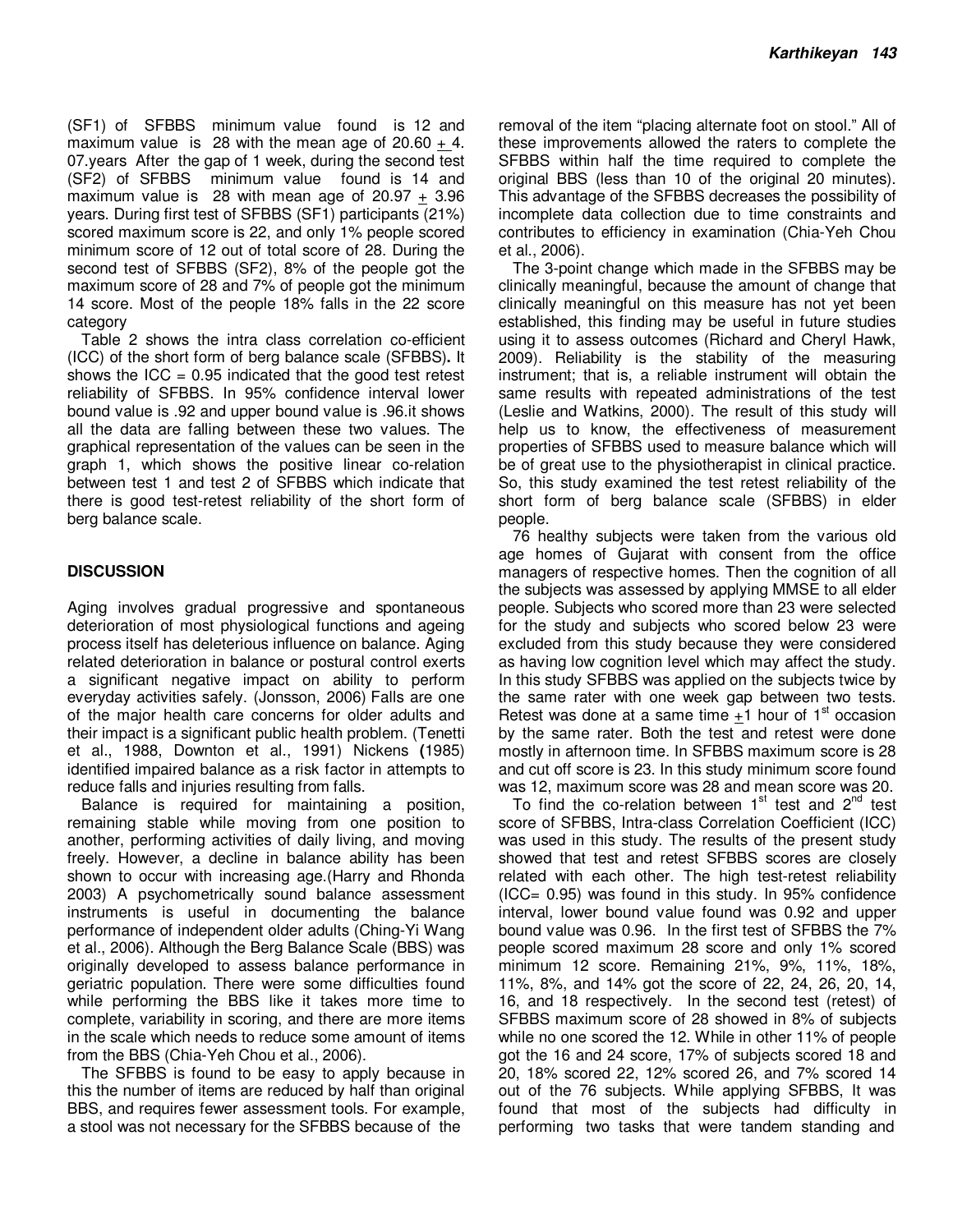(SF1) of SFBBS minimum value found is 12 and maximum value is 28 with the mean age of 20.60 ± 4. 07.years After the gap of 1 week, during the second test (SF2) of SFBBS minimum value found is 14 and maximum value is 28 with mean age of 20.97 ± 3.96 years. During first test of SFBBS (SF1) participants (21%) scored maximum score is 22, and only 1% people scored minimum score of 12 out of total score of 28. During the second test of SFBBS (SF2), 8% of the people got the maximum score of 28 and 7% of people got the minimum 14 score. Most of the people 18% falls in the 22 score category

Table 2 shows the intra class correlation co-efficient (ICC) of the short form of berg balance scale (SFBBS). It shows the ICC = 0.95 indicated that the good test retest reliability of SFBBS. In 95% confidence interval lower bound value is .92 and upper bound value is .96.it shows all the data are falling between these two values. The graphical representation of the values can be seen in the graph 1, which shows the positive linear co-relation between test 1 and test 2 of SFBBS which indicate that there is good test-retest reliability of the short form of berg balance scale.

## DISCUSSION

Aging involves gradual progressive and spontaneous deterioration of most physiological functions and ageing process itself has deleterious influence on balance. Aging related deterioration in balance or postural control exerts a significant negative impact on ability to perform everyday activities safely. (Jonsson, 2006) Falls are one of the major health care concerns for older adults and their impact is a significant public health problem. (Tenetti et al., 1988, Downton et al., 1991) Nickens (1985) identified impaired balance as a risk factor in attempts to reduce falls and injuries resulting from falls.

Balance is required for maintaining a position, remaining stable while moving from one position to another, performing activities of daily living, and moving freely. However, a decline in balance ability has been shown to occur with increasing age.(Harry and Rhonda 2003) A psychometrically sound balance assessment instruments is useful in documenting the balance performance of independent older adults (Ching-Yi Wang et al., 2006). Although the Berg Balance Scale (BBS) was originally developed to assess balance performance in geriatric population. There were some difficulties found while performing the BBS like it takes more time to complete, variability in scoring, and there are more items in the scale which needs to reduce some amount of items from the BBS (Chia-Yeh Chou et al., 2006).

The SFBBS is found to be easy to apply because in this the number of items are reduced by half than original BBS, and requires fewer assessment tools. For example, a stool was not necessary for the SFBBS because of the removal of the item "placing alternate foot on stool." All of these improvements allowed the raters to complete the SFBBS within half the time required to complete the original BBS (less than 10 of the original 20 minutes). This advantage of the SFBBS decreases the possibility of incomplete data collection due to time constraints and contributes to efficiency in examination (Chia-Yeh Chou et al., 2006).

The 3-point change which made in the SFBBS may be clinically meaningful, because the amount of change that clinically meaningful on this measure has not yet been established, this finding may be useful in future studies using it to assess outcomes (Richard and Cheryl Hawk, 2009). Reliability is the stability of the measuring instrument; that is, a reliable instrument will obtain the same results with repeated administrations of the test (Leslie and Watkins, 2000). The result of this study will help us to know, the effectiveness of measurement properties of SFBBS used to measure balance which will be of great use to the physiotherapist in clinical practice. So, this study examined the test retest reliability of the short form of berg balance scale (SFBBS) in elder people.

76 healthy subjects were taken from the various old age homes of Gujarat with consent from the office managers of respective homes. Then the cognition of all the subjects was assessed by applying MMSE to all elder people. Subjects who scored more than 23 were selected for the study and subjects who scored below 23 were excluded from this study because they were considered as having low cognition level which may affect the study. In this study SFBBS was applied on the subjects twice by the same rater with one week gap between two tests. Retest was done at a same time ±1 hour of 1st occasion by the same rater. Both the test and retest were done mostly in afternoon time. In SFBBS maximum score is 28 and cut off score is 23. In this study minimum score found was 12, maximum score was 28 and mean score was 20.

To find the co-relation between 1st test and 2nd test score of SFBBS, Intra-class Correlation Coefficient (ICC) was used in this study. The results of the present study showed that test and retest SFBBS scores are closely related with each other. The high test-retest reliability (ICC= 0.95) was found in this study. In 95% confidence interval, lower bound value found was 0.92 and upper bound value was 0.96. In the first test of SFBBS the 7% people scored maximum 28 score and only 1% scored minimum 12 score. Remaining 21%, 9%, 11%, 18%, 11%, 8%, and 14% got the score of 22, 24, 26, 20, 14, 16, and 18 respectively. In the second test (retest) of SFBBS maximum score of 28 showed in 8% of subjects while no one scored the 12. While in other 11% of people got the 16 and 24 score, 17% of subjects scored 18 and 20, 18% scored 22, 12% scored 26, and 7% scored 14 out of the 76 subjects. While applying SFBBS, It was found that most of the subjects had difficulty in performing two tasks that were tandem standing and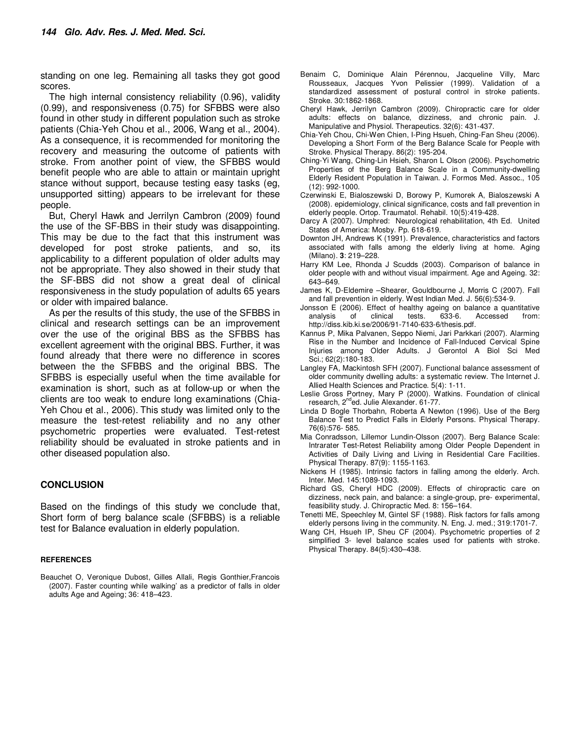standing on one leg. Remaining all tasks they got good scores.

The high internal consistency reliability (0.96), validity (0.99), and responsiveness (0.75) for SFBBS were also found in other study in different population such as stroke patients (Chia-Yeh Chou et al., 2006, Wang et al., 2004). As a consequence, it is recommended for monitoring the recovery and measuring the outcome of patients with stroke. From another point of view, the SFBBS would benefit people who are able to attain or maintain upright stance without support, because testing easy tasks (eg, unsupported sitting) appears to be irrelevant for these people.

But, Cheryl Hawk and Jerrilyn Cambron (2009) found the use of the SF-BBS in their study was disappointing. This may be due to the fact that this instrument was developed for post stroke patients, and so, its applicability to a different population of older adults may not be appropriate. They also showed in their study that the SF-BBS did not show a great deal of clinical responsiveness in the study population of adults 65 years or older with impaired balance.

As per the results of this study, the use of the SFBBS in clinical and research settings can be an improvement over the use of the original BBS as the SFBBS has excellent agreement with the original BBS. Further, it was found already that there were no difference in scores between the the SFBBS and the original BBS. The SFBBS is especially useful when the time available for examination is short, such as at follow-up or when the clients are too weak to endure long examinations (Chia-Yeh Chou et al., 2006). This study was limited only to the measure the test-retest reliability and no any other psychometric properties were evaluated. Test-retest reliability should be evaluated in stroke patients and in other diseased population also.

## CONCLUSION

Based on the findings of this study we conclude that, Short form of berg balance scale (SFBBS) is a reliable test for Balance evaluation in elderly population.

### REFERENCES

Beauchet O, Veronique Dubost, Gilles Allali, Regis Gonthier,Francois (2007). Faster counting while walking' as a predictor of falls in older adults Age and Ageing; 36: 418–423.

Benaim C, Dominique Alain Pérennou, Jacqueline Villy, Marc Rousseaux, Jacques Yvon Pelissier (1999). Validation of a standardized assessment of postural control in stroke patients. Stroke. 30:1862-1868.

Cheryl Hawk, Jerrilyn Cambron (2009). Chiropractic care for older adults: effects on balance, dizziness, and chronic pain. J. Manipulative and Physiol. Therapeutics. 32(6): 431-437.

Chia-Yeh Chou, Chi-Wen Chien, I-Ping Hsueh, Ching-Fan Sheu (2006). Developing a Short Form of the Berg Balance Scale for People with Stroke. Physical Therapy. 86(2): 195-204.

Ching-Yi Wang, Ching-Lin Hsieh, Sharon L Olson (2006). Psychometric Properties of the Berg Balance Scale in a Community-dwelling Elderly Resident Population in Taiwan. J. Formos Med. Assoc., 105 (12): 992-1000.

Czerwinski E, Bialoszewski D, Borowy P, Kumorek A, Bialoszewski A (2008). epidemiology, clinical significance, costs and fall prevention in elderly people. Ortop. Traumatol. Rehabil. 10(5):419-428.

Darcy A (2007). Umphred: Neurological rehabilitation, 4th Ed. United States of America: Mosby. Pp. 618-619.

Downton JH, Andrews K (1991). Prevalence, characteristics and factors associated with falls among the elderly living at home. Aging (Milano). **3**: 219–228.

Harry KM Lee, Rhonda J Scudds (2003). Comparison of balance in older people with and without visual impairment. Age and Ageing. 32: 643–649.

James K, D-Eldemire –Shearer, Gouldbourne J, Morris C (2007). Fall and fall prevention in elderly. West Indian Med. J. 56(6):534-9.

Jonsson E (2006). Effect of healthy ageing on balance a quantitative analysis of clinical tests. 633-6. Accessed from: http://diss.kib.ki.se/2006/91-7140-633-6/thesis.pdf.

Kannus P, Mika Palvanen, Seppo Niemi, Jari Parkkari (2007). Alarming Rise in the Number and Incidence of Fall-Induced Cervical Spine Injuries among Older Adults. J Gerontol A Biol Sci Med Sci.; 62(2):180-183.

Langley FA, Mackintosh SFH (2007). Functional balance assessment of older community dwelling adults: a systematic review. The Internet J. Allied Health Sciences and Practice. 5(4): 1-11.

Leslie Gross Portney, Mary P (2000). Watkins. Foundation of clinical research, 2nd ed. Julie Alexander. 61-77.

Linda D Bogle Thorbahn, Roberta A Newton (1996). Use of the Berg Balance Test to Predict Falls in Elderly Persons. Physical Therapy. 76(6):576- 585.

Mia Conradsson, Lillemor Lundin-Olsson (2007). Berg Balance Scale: Intrarater Test-Retest Reliability among Older People Dependent in Activities of Daily Living and Living in Residential Care Facilities. Physical Therapy. 87(9): 1155-1163.

Nickens H (1985). Intrinsic factors in falling among the elderly. Arch. Inter. Med. 145:1089-1093.

Richard GS, Cheryl HDC (2009). Effects of chiropractic care on dizziness, neck pain, and balance: a single-group, pre- experimental, feasibility study. J. Chiropractic Med. 8: 156–164.

Tenetti ME, Speechley M, Gintel SF (1988). Risk factors for falls among elderly persons living in the community. N. Eng. J. med.; 319:1701-7.

Wang CH, Hsueh IP, Sheu CF (2004). Psychometric properties of 2 simplified 3- level balance scales used for patients with stroke. Physical Therapy. 84(5):430–438.